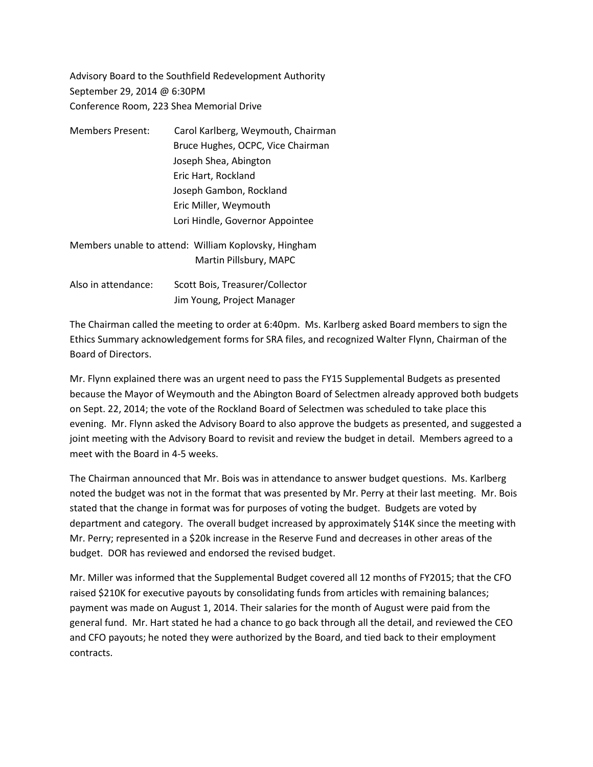Advisory Board to the Southfield Redevelopment Authority
September 29, 2014 @ 6:30PM
Conference Room, 223 Shea Memorial Drive

Members Present: Carol Karlberg, Weymouth, Chairman
Bruce Hughes, OCPC, Vice Chairman
Joseph Shea, Abington
Eric Hart, Rockland
Joseph Gambon, Rockland
Eric Miller, Weymouth
Lori Hindle, Governor Appointee

Members unable to attend: William Koplovsky, Hingham
Martin Pillsbury, MAPC

Also in attendance: Scott Bois, Treasurer/Collector
Jim Young, Project Manager

The Chairman called the meeting to order at 6:40pm. Ms. Karlberg asked Board members to sign the Ethics Summary acknowledgement forms for SRA files, and recognized Walter Flynn, Chairman of the Board of Directors.

Mr. Flynn explained there was an urgent need to pass the FY15 Supplemental Budgets as presented because the Mayor of Weymouth and the Abington Board of Selectmen already approved both budgets on Sept. 22, 2014; the vote of the Rockland Board of Selectmen was scheduled to take place this evening. Mr. Flynn asked the Advisory Board to also approve the budgets as presented, and suggested a joint meeting with the Advisory Board to revisit and review the budget in detail. Members agreed to a meet with the Board in 4-5 weeks.

The Chairman announced that Mr. Bois was in attendance to answer budget questions. Ms. Karlberg noted the budget was not in the format that was presented by Mr. Perry at their last meeting. Mr. Bois stated that the change in format was for purposes of voting the budget. Budgets are voted by department and category. The overall budget increased by approximately $14K since the meeting with Mr. Perry; represented in a $20k increase in the Reserve Fund and decreases in other areas of the budget. DOR has reviewed and endorsed the revised budget.

Mr. Miller was informed that the Supplemental Budget covered all 12 months of FY2015; that the CFO raised $210K for executive payouts by consolidating funds from articles with remaining balances; payment was made on August 1, 2014. Their salaries for the month of August were paid from the general fund. Mr. Hart stated he had a chance to go back through all the detail, and reviewed the CEO and CFO payouts; he noted they were authorized by the Board, and tied back to their employment contracts.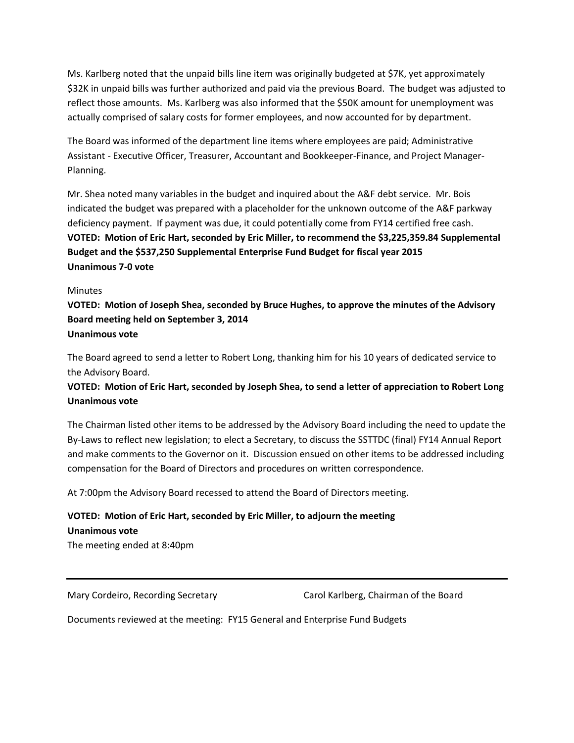Ms. Karlberg noted that the unpaid bills line item was originally budgeted at $7K, yet approximately $32K in unpaid bills was further authorized and paid via the previous Board. The budget was adjusted to reflect those amounts. Ms. Karlberg was also informed that the $50K amount for unemployment was actually comprised of salary costs for former employees, and now accounted for by department.

The Board was informed of the department line items where employees are paid; Administrative Assistant - Executive Officer, Treasurer, Accountant and Bookkeeper-Finance, and Project Manager-Planning.

Mr. Shea noted many variables in the budget and inquired about the A&F debt service. Mr. Bois indicated the budget was prepared with a placeholder for the unknown outcome of the A&F parkway deficiency payment. If payment was due, it could potentially come from FY14 certified free cash.

**VOTED: Motion of Eric Hart, seconded by Eric Miller, to recommend the $3,225,359.84 Supplemental Budget and the $537,250 Supplemental Enterprise Fund Budget for fiscal year 2015**
**Unanimous 7-0 vote**

Minutes

**VOTED: Motion of Joseph Shea, seconded by Bruce Hughes, to approve the minutes of the Advisory Board meeting held on September 3, 2014**
**Unanimous vote**

The Board agreed to send a letter to Robert Long, thanking him for his 10 years of dedicated service to the Advisory Board.

**VOTED: Motion of Eric Hart, seconded by Joseph Shea, to send a letter of appreciation to Robert Long**
**Unanimous vote**

The Chairman listed other items to be addressed by the Advisory Board including the need to update the By-Laws to reflect new legislation; to elect a Secretary, to discuss the SSTTDC (final) FY14 Annual Report and make comments to the Governor on it. Discussion ensued on other items to be addressed including compensation for the Board of Directors and procedures on written correspondence.

At 7:00pm the Advisory Board recessed to attend the Board of Directors meeting.

**VOTED: Motion of Eric Hart, seconded by Eric Miller, to adjourn the meeting**
**Unanimous vote**
The meeting ended at 8:40pm

---

Mary Cordeiro, Recording Secretary　　　　Carol Karlberg, Chairman of the Board

Documents reviewed at the meeting: FY15 General and Enterprise Fund Budgets